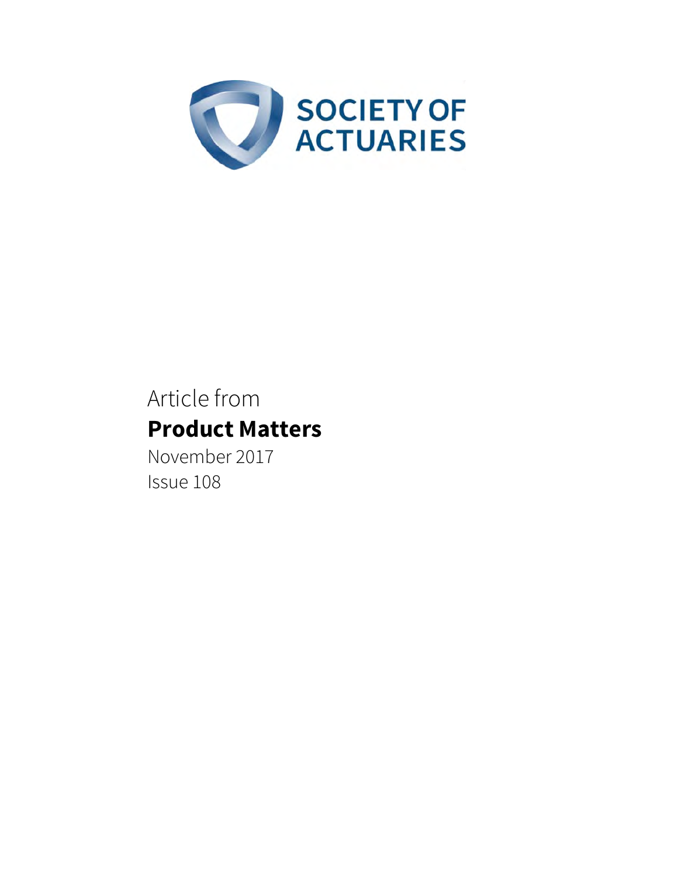SOCIETY OF ACTUARIES

Article from

**Product Matters**

November 2017

Issue 108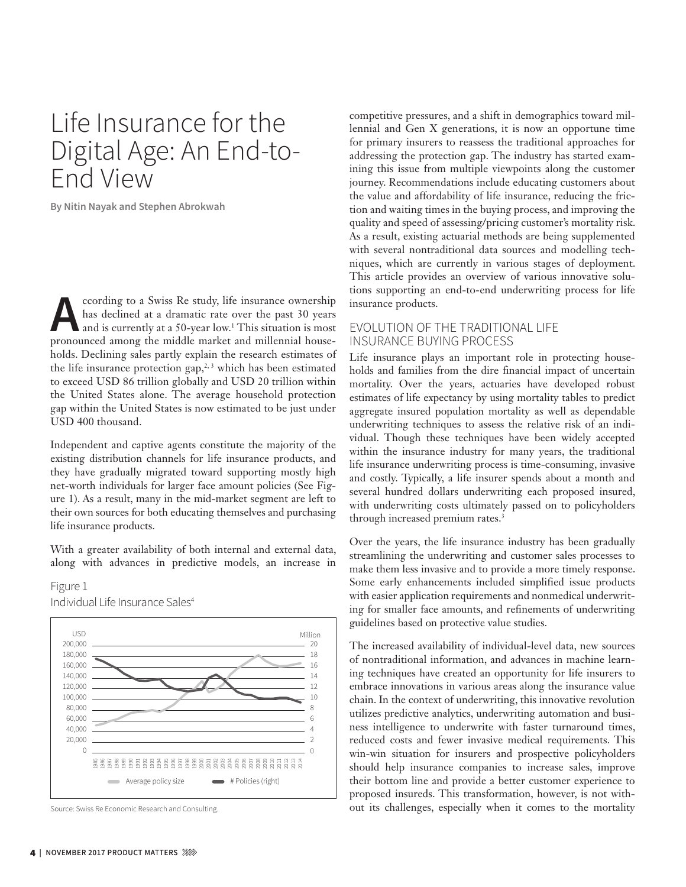# Life Insurance for the Digital Age: An End-to-End View

**By Nitin Nayak and Stephen Abrokwah**

According to a Swiss Re study, life insurance ownership has declined at a dramatic rate over the past 30 years and is currently at a 50-year low.[1] This situation is most pronounced among the middle market and millennial households. Declining sales partly explain the research estimates of the life insurance protection gap,[2, 3] which has been estimated to exceed USD 86 trillion globally and USD 20 trillion within the United States alone. The average household protection gap within the United States is now estimated to be just under USD 400 thousand.

Independent and captive agents constitute the majority of the existing distribution channels for life insurance products, and they have gradually migrated toward supporting mostly high net-worth individuals for larger face amount policies (See Figure 1). As a result, many in the mid-market segment are left to their own sources for both educating themselves and purchasing life insurance products.

With a greater availability of both internal and external data, along with advances in predictive models, an increase in competitive pressures, and a shift in demographics toward millennial and Gen X generations, it is now an opportune time for primary insurers to reassess the traditional approaches for addressing the protection gap. The industry has started examining this issue from multiple viewpoints along the customer journey. Recommendations include educating customers about the value and affordability of life insurance, reducing the friction and waiting times in the buying process, and improving the quality and speed of assessing/pricing customer's mortality risk. As a result, existing actuarial methods are being supplemented with several nontraditional data sources and modelling techniques, which are currently in various stages of deployment. This article provides an overview of various innovative solutions supporting an end-to-end underwriting process for life insurance products.

Figure 1
Individual Life Insurance Sales[4]

Source: Swiss Re Economic Research and Consulting.

## EVOLUTION OF THE TRADITIONAL LIFE INSURANCE BUYING PROCESS

Life insurance plays an important role in protecting households and families from the dire financial impact of uncertain mortality. Over the years, actuaries have developed robust estimates of life expectancy by using mortality tables to predict aggregate insured population mortality as well as dependable underwriting techniques to assess the relative risk of an individual. Though these techniques have been widely accepted within the insurance industry for many years, the traditional life insurance underwriting process is time-consuming, invasive and costly. Typically, a life insurer spends about a month and several hundred dollars underwriting each proposed insured, with underwriting costs ultimately passed on to policyholders through increased premium rates.[3]

Over the years, the life insurance industry has been gradually streamlining the underwriting and customer sales processes to make them less invasive and to provide a more timely response. Some early enhancements included simplified issue products with easier application requirements and nonmedical underwriting for smaller face amounts, and refinements of underwriting guidelines based on protective value studies.

The increased availability of individual-level data, new sources of nontraditional information, and advances in machine learning techniques have created an opportunity for life insurers to embrace innovations in various areas along the insurance value chain. In the context of underwriting, this innovative revolution utilizes predictive analytics, underwriting automation and business intelligence to underwrite with faster turnaround times, reduced costs and fewer invasive medical requirements. This win-win situation for insurers and prospective policyholders should help insurance companies to increase sales, improve their bottom line and provide a better customer experience to proposed insureds. This transformation, however, is not without its challenges, especially when it comes to the mortality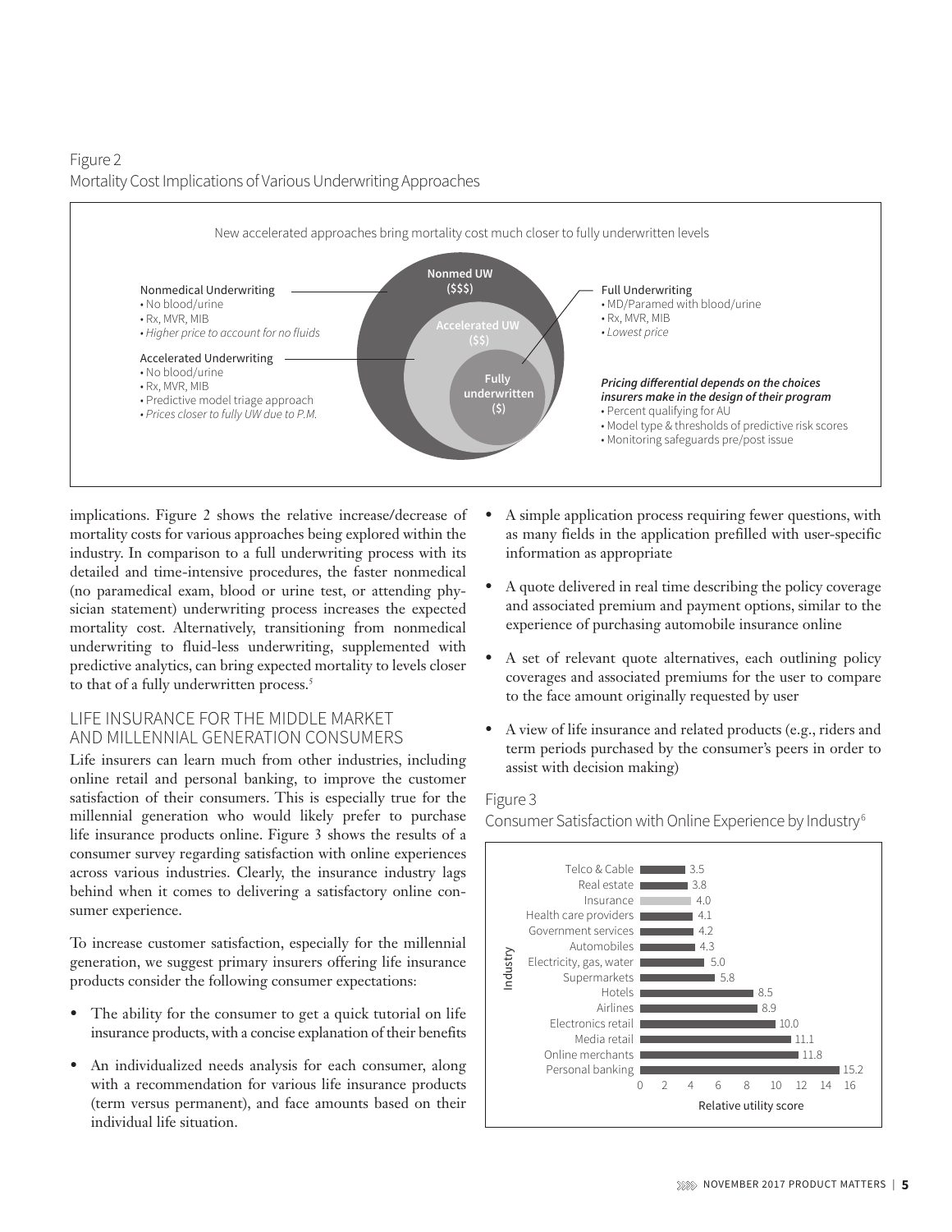Figure 2
Mortality Cost Implications of Various Underwriting Approaches

New accelerated approaches bring mortality cost much closer to fully underwritten levels

Nonmedical Underwriting
- No blood/urine
- Rx, MVR, MIB
- *Higher price to account for no fluids*

Accelerated Underwriting
- No blood/urine
- Rx, MVR, MIB
- Predictive model triage approach
- *Prices closer to fully UW due to P.M.*

Nonmed UW ($$$)

Accelerated UW ($$)

Fully underwritten ($)

Full Underwriting
- MD/Paramed with blood/urine
- Rx, MVR, MIB
- *Lowest price*

***Pricing differential depends on the choices insurers make in the design of their program***
- Percent qualifying for AU
- Model type & thresholds of predictive risk scores
- Monitoring safeguards pre/post issue

implications. Figure 2 shows the relative increase/decrease of mortality costs for various approaches being explored within the industry. In comparison to a full underwriting process with its detailed and time-intensive procedures, the faster nonmedical (no paramedical exam, blood or urine test, or attending physician statement) underwriting process increases the expected mortality cost. Alternatively, transitioning from nonmedical underwriting to fluid-less underwriting, supplemented with predictive analytics, can bring expected mortality to levels closer to that of a fully underwritten process.[5]

## LIFE INSURANCE FOR THE MIDDLE MARKET AND MILLENNIAL GENERATION CONSUMERS

Life insurers can learn much from other industries, including online retail and personal banking, to improve the customer satisfaction of their consumers. This is especially true for the millennial generation who would likely prefer to purchase life insurance products online. Figure 3 shows the results of a consumer survey regarding satisfaction with online experiences across various industries. Clearly, the insurance industry lags behind when it comes to delivering a satisfactory online consumer experience.

To increase customer satisfaction, especially for the millennial generation, we suggest primary insurers offering life insurance products consider the following consumer expectations:

- The ability for the consumer to get a quick tutorial on life insurance products, with a concise explanation of their benefits
- An individualized needs analysis for each consumer, along with a recommendation for various life insurance products (term versus permanent), and face amounts based on their individual life situation.
- A simple application process requiring fewer questions, with as many fields in the application prefilled with user-specific information as appropriate
- A quote delivered in real time describing the policy coverage and associated premium and payment options, similar to the experience of purchasing automobile insurance online
- A set of relevant quote alternatives, each outlining policy coverages and associated premiums for the user to compare to the face amount originally requested by user
- A view of life insurance and related products (e.g., riders and term periods purchased by the consumer's peers in order to assist with decision making)

Figure 3
Consumer Satisfaction with Online Experience by Industry[6]

| Industry | Relative utility score |
|---|---|
| Telco & Cable | 3.5 |
| Real estate | 3.8 |
| Insurance | 4.0 |
| Health care providers | 4.1 |
| Government services | 4.2 |
| Automobiles | 4.3 |
| Electricity, gas, water | 5.0 |
| Supermarkets | 5.8 |
| Hotels | 8.5 |
| Airlines | 8.9 |
| Electronics retail | 10.0 |
| Media retail | 11.1 |
| Online merchants | 11.8 |
| Personal banking | 15.2 |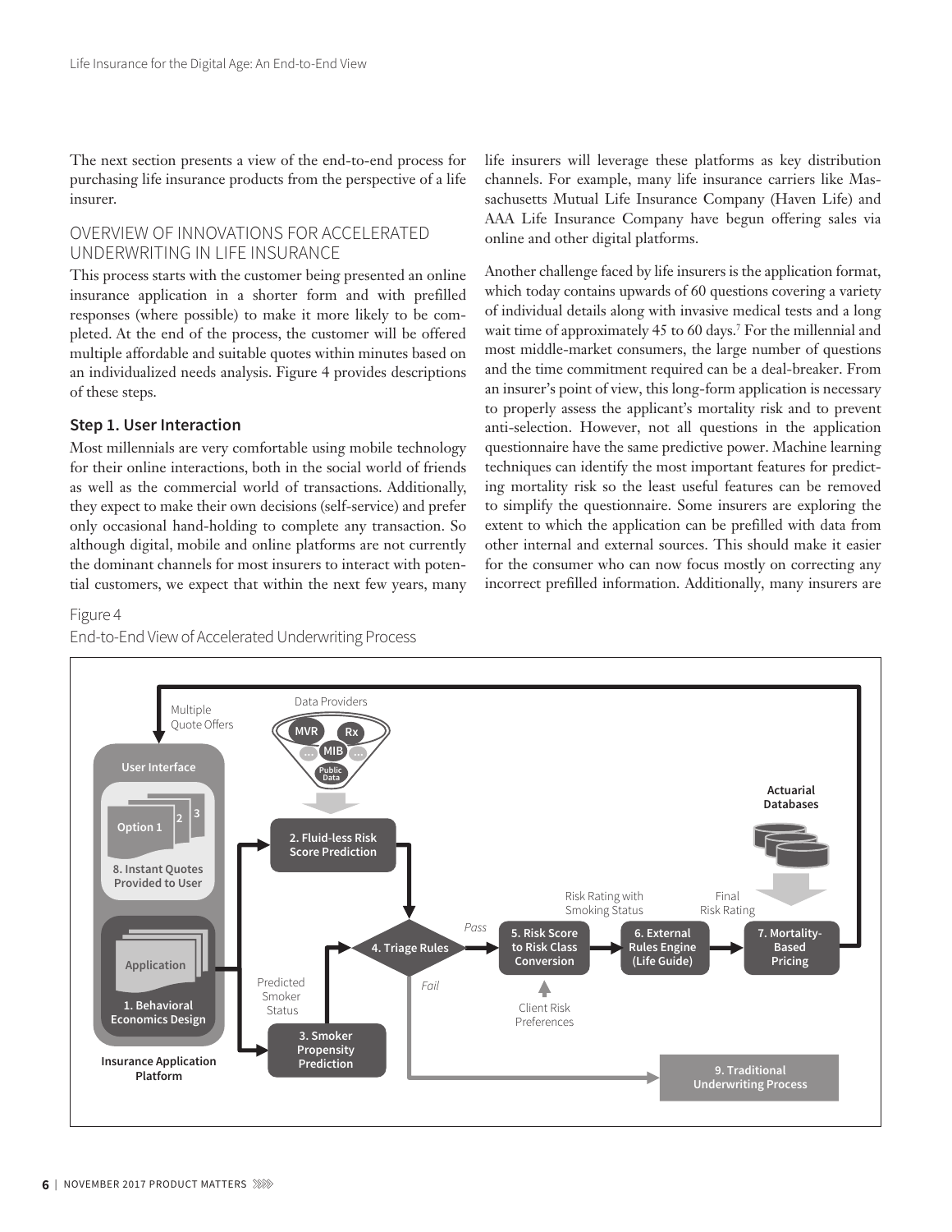The next section presents a view of the end-to-end process for purchasing life insurance products from the perspective of a life insurer.

## OVERVIEW OF INNOVATIONS FOR ACCELERATED UNDERWRITING IN LIFE INSURANCE

This process starts with the customer being presented an online insurance application in a shorter form and with prefilled responses (where possible) to make it more likely to be completed. At the end of the process, the customer will be offered multiple affordable and suitable quotes within minutes based on an individualized needs analysis. Figure 4 provides descriptions of these steps.

### Step 1. User Interaction

Most millennials are very comfortable using mobile technology for their online interactions, both in the social world of friends as well as the commercial world of transactions. Additionally, they expect to make their own decisions (self-service) and prefer only occasional hand-holding to complete any transaction. So although digital, mobile and online platforms are not currently the dominant channels for most insurers to interact with potential customers, we expect that within the next few years, many life insurers will leverage these platforms as key distribution channels. For example, many life insurance carriers like Massachusetts Mutual Life Insurance Company (Haven Life) and AAA Life Insurance Company have begun offering sales via online and other digital platforms.

Another challenge faced by life insurers is the application format, which today contains upwards of 60 questions covering a variety of individual details along with invasive medical tests and a long wait time of approximately 45 to 60 days.[7] For the millennial and most middle-market consumers, the large number of questions and the time commitment required can be a deal-breaker. From an insurer's point of view, this long-form application is necessary to properly assess the applicant's mortality risk and to prevent anti-selection. However, not all questions in the application questionnaire have the same predictive power. Machine learning techniques can identify the most important features for predicting mortality risk so the least useful features can be removed to simplify the questionnaire. Some insurers are exploring the extent to which the application can be prefilled with data from other internal and external sources. This should make it easier for the consumer who can now focus mostly on correcting any incorrect prefilled information. Additionally, many insurers are

Figure 4
End-to-End View of Accelerated Underwriting Process

Insurance Application Platform: User Interface — 8. Instant Quotes Provided to User (Option 1, 2, 3); Application — 1. Behavioral Economics Design

Data Providers (MVR, Rx, MIB, Public Data, …) → 2. Fluid-less Risk Score Prediction

3. Smoker Propensity Prediction → Predicted Smoker Status

4. Triage Rules → Pass → 5. Risk Score to Risk Class Conversion (Client Risk Preferences) → Risk Rating with Smoking Status → 6. External Rules Engine (Life Guide) → Final Risk Rating → 7. Mortality-Based Pricing (Actuarial Databases) → Multiple Quote Offers

4. Triage Rules → Fail → 9. Traditional Underwriting Process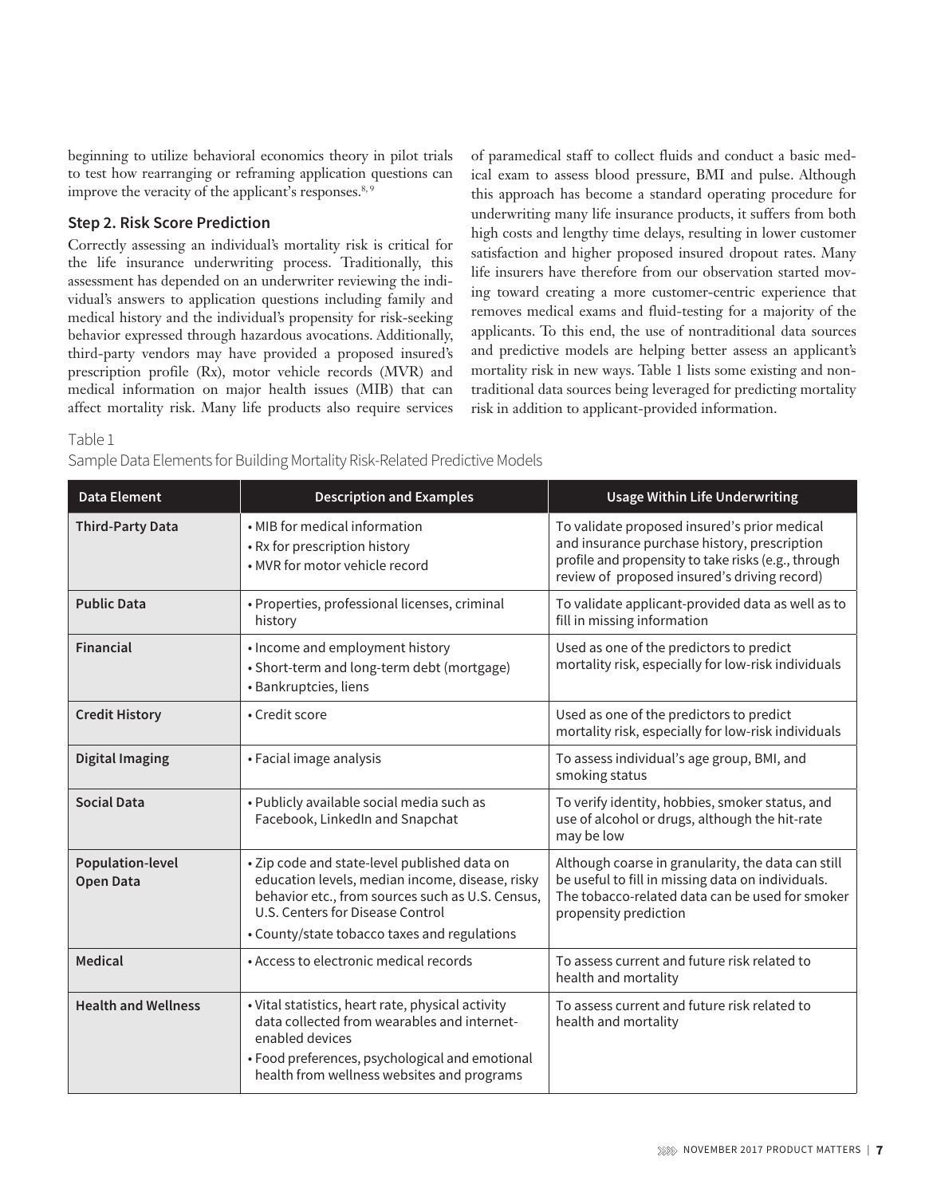beginning to utilize behavioral economics theory in pilot trials to test how rearranging or reframing application questions can improve the veracity of the applicant's responses.[8, 9]

### Step 2. Risk Score Prediction

Correctly assessing an individual's mortality risk is critical for the life insurance underwriting process. Traditionally, this assessment has depended on an underwriter reviewing the individual's answers to application questions including family and medical history and the individual's propensity for risk-seeking behavior expressed through hazardous avocations. Additionally, third-party vendors may have provided a proposed insured's prescription profile (Rx), motor vehicle records (MVR) and medical information on major health issues (MIB) that can affect mortality risk. Many life products also require services of paramedical staff to collect fluids and conduct a basic medical exam to assess blood pressure, BMI and pulse. Although this approach has become a standard operating procedure for underwriting many life insurance products, it suffers from both high costs and lengthy time delays, resulting in lower customer satisfaction and higher proposed insured dropout rates. Many life insurers have therefore from our observation started moving toward creating a more customer-centric experience that removes medical exams and fluid-testing for a majority of the applicants. To this end, the use of nontraditional data sources and predictive models are helping better assess an applicant's mortality risk in new ways. Table 1 lists some existing and nontraditional data sources being leveraged for predicting mortality risk in addition to applicant-provided information.

Table 1
Sample Data Elements for Building Mortality Risk-Related Predictive Models

| Data Element | Description and Examples | Usage Within Life Underwriting |
|---|---|---|
| **Third-Party Data** | • MIB for medical information<br>• Rx for prescription history<br>• MVR for motor vehicle record | To validate proposed insured's prior medical and insurance purchase history, prescription profile and propensity to take risks (e.g., through review of proposed insured's driving record) |
| **Public Data** | • Properties, professional licenses, criminal history | To validate applicant-provided data as well as to fill in missing information |
| **Financial** | • Income and employment history<br>• Short-term and long-term debt (mortgage)<br>• Bankruptcies, liens | Used as one of the predictors to predict mortality risk, especially for low-risk individuals |
| **Credit History** | • Credit score | Used as one of the predictors to predict mortality risk, especially for low-risk individuals |
| **Digital Imaging** | • Facial image analysis | To assess individual's age group, BMI, and smoking status |
| **Social Data** | • Publicly available social media such as Facebook, LinkedIn and Snapchat | To verify identity, hobbies, smoker status, and use of alcohol or drugs, although the hit-rate may be low |
| **Population-level Open Data** | • Zip code and state-level published data on education levels, median income, disease, risky behavior etc., from sources such as U.S. Census, U.S. Centers for Disease Control<br>• County/state tobacco taxes and regulations | Although coarse in granularity, the data can still be useful to fill in missing data on individuals. The tobacco-related data can be used for smoker propensity prediction |
| **Medical** | • Access to electronic medical records | To assess current and future risk related to health and mortality |
| **Health and Wellness** | • Vital statistics, heart rate, physical activity data collected from wearables and internet-enabled devices<br>• Food preferences, psychological and emotional health from wellness websites and programs | To assess current and future risk related to health and mortality |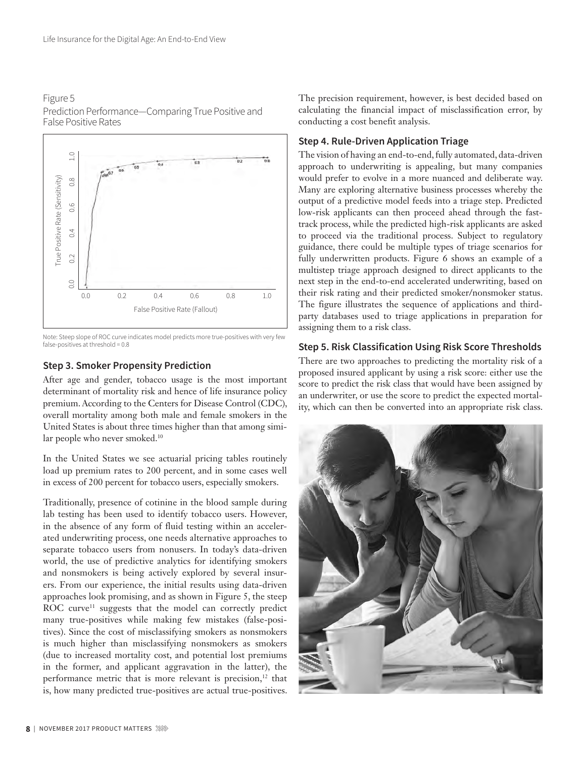Figure 5

Prediction Performance—Comparing True Positive and False Positive Rates

Note: Steep slope of ROC curve indicates model predicts more true-positives with very few false-positives at threshold = 0.8

### Step 3. Smoker Propensity Prediction

After age and gender, tobacco usage is the most important determinant of mortality risk and hence of life insurance policy premium. According to the Centers for Disease Control (CDC), overall mortality among both male and female smokers in the United States is about three times higher than that among similar people who never smoked.[10]

In the United States we see actuarial pricing tables routinely load up premium rates to 200 percent, and in some cases well in excess of 200 percent for tobacco users, especially smokers.

Traditionally, presence of cotinine in the blood sample during lab testing has been used to identify tobacco users. However, in the absence of any form of fluid testing within an accelerated underwriting process, one needs alternative approaches to separate tobacco users from nonusers. In today's data-driven world, the use of predictive analytics for identifying smokers and nonsmokers is being actively explored by several insurers. From our experience, the initial results using data-driven approaches look promising, and as shown in Figure 5, the steep ROC curve[11] suggests that the model can correctly predict many true-positives while making few mistakes (false-positives). Since the cost of misclassifying smokers as nonsmokers is much higher than misclassifying nonsmokers as smokers (due to increased mortality cost, and potential lost premiums in the former, and applicant aggravation in the latter), the performance metric that is more relevant is precision,[12] that is, how many predicted true-positives are actual true-positives. The precision requirement, however, is best decided based on calculating the financial impact of misclassification error, by conducting a cost benefit analysis.

### Step 4. Rule-Driven Application Triage

The vision of having an end-to-end, fully automated, data-driven approach to underwriting is appealing, but many companies would prefer to evolve in a more nuanced and deliberate way. Many are exploring alternative business processes whereby the output of a predictive model feeds into a triage step. Predicted low-risk applicants can then proceed ahead through the fast-track process, while the predicted high-risk applicants are asked to proceed via the traditional process. Subject to regulatory guidance, there could be multiple types of triage scenarios for fully underwritten products. Figure 6 shows an example of a multistep triage approach designed to direct applicants to the next step in the end-to-end accelerated underwriting, based on their risk rating and their predicted smoker/nonsmoker status. The figure illustrates the sequence of applications and third-party databases used to triage applications in preparation for assigning them to a risk class.

### Step 5. Risk Classification Using Risk Score Thresholds

There are two approaches to predicting the mortality risk of a proposed insured applicant by using a risk score: either use the score to predict the risk class that would have been assigned by an underwriter, or use the score to predict the expected mortality, which can then be converted into an appropriate risk class.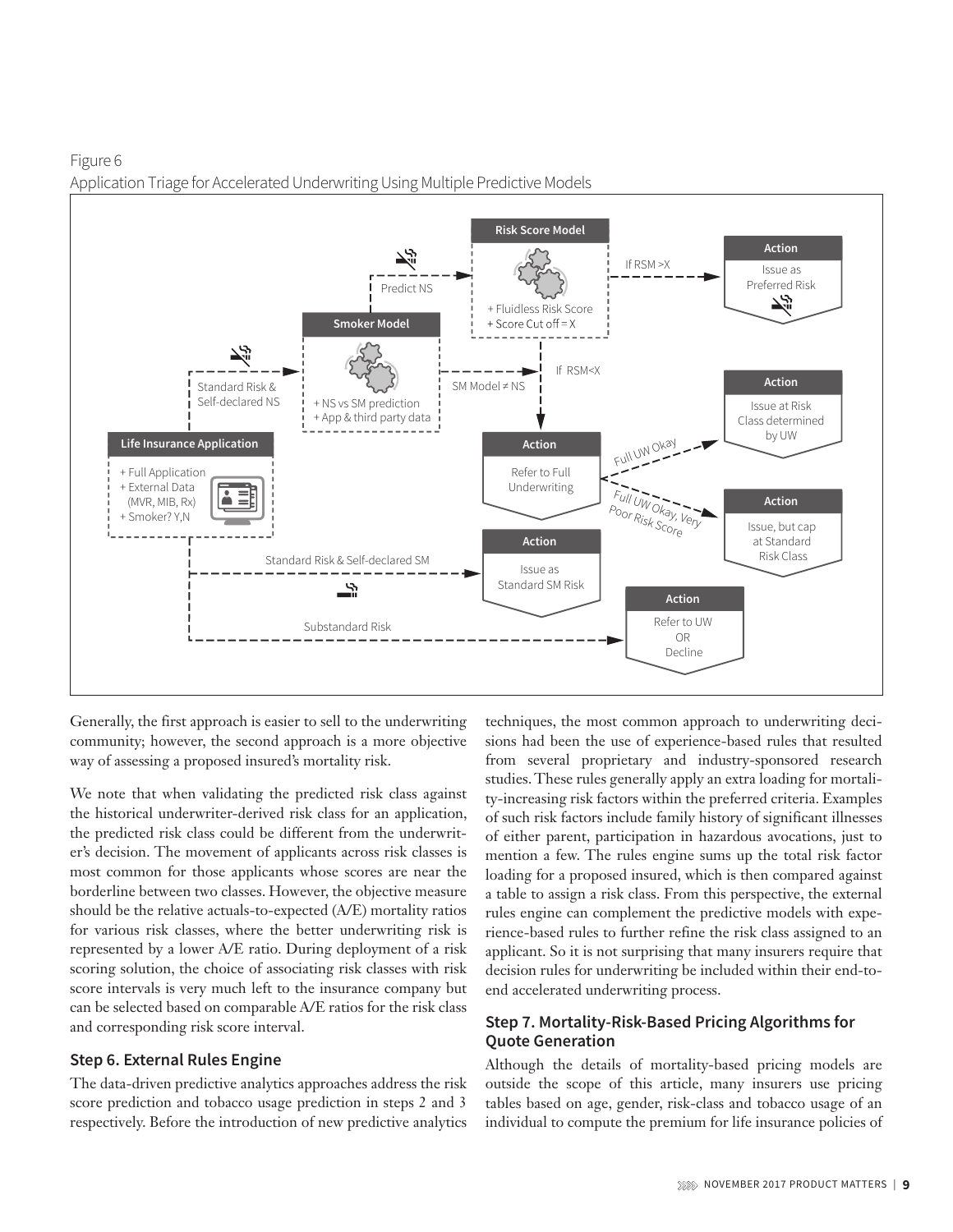Figure 6
Application Triage for Accelerated Underwriting Using Multiple Predictive Models

Generally, the first approach is easier to sell to the underwriting community; however, the second approach is a more objective way of assessing a proposed insured's mortality risk.

We note that when validating the predicted risk class against the historical underwriter-derived risk class for an application, the predicted risk class could be different from the underwriter's decision. The movement of applicants across risk classes is most common for those applicants whose scores are near the borderline between two classes. However, the objective measure should be the relative actuals-to-expected (A/E) mortality ratios for various risk classes, where the better underwriting risk is represented by a lower A/E ratio. During deployment of a risk scoring solution, the choice of associating risk classes with risk score intervals is very much left to the insurance company but can be selected based on comparable A/E ratios for the risk class and corresponding risk score interval.

## Step 6. External Rules Engine

The data-driven predictive analytics approaches address the risk score prediction and tobacco usage prediction in steps 2 and 3 respectively. Before the introduction of new predictive analytics techniques, the most common approach to underwriting decisions had been the use of experience-based rules that resulted from several proprietary and industry-sponsored research studies. These rules generally apply an extra loading for mortality-increasing risk factors within the preferred criteria. Examples of such risk factors include family history of significant illnesses of either participation in hazardous avocations, just to mention a few. The rules engine sums up the total risk factor loading for a proposed insured, which is then compared against a table to assign a risk class. From this perspective, the external rules engine can complement the predictive models with experience-based rules to further refine the risk class assigned to an applicant. So it is not surprising that many insurers require that decision rules for underwriting be included within their end-to-end accelerated underwriting process.

## Step 7. Mortality-Risk-Based Pricing Algorithms for Quote Generation

Although the details of mortality-based pricing models are outside the scope of this article, many insurers use pricing tables based on age, gender, risk-class and tobacco usage of an individual to compute the premium for life insurance policies of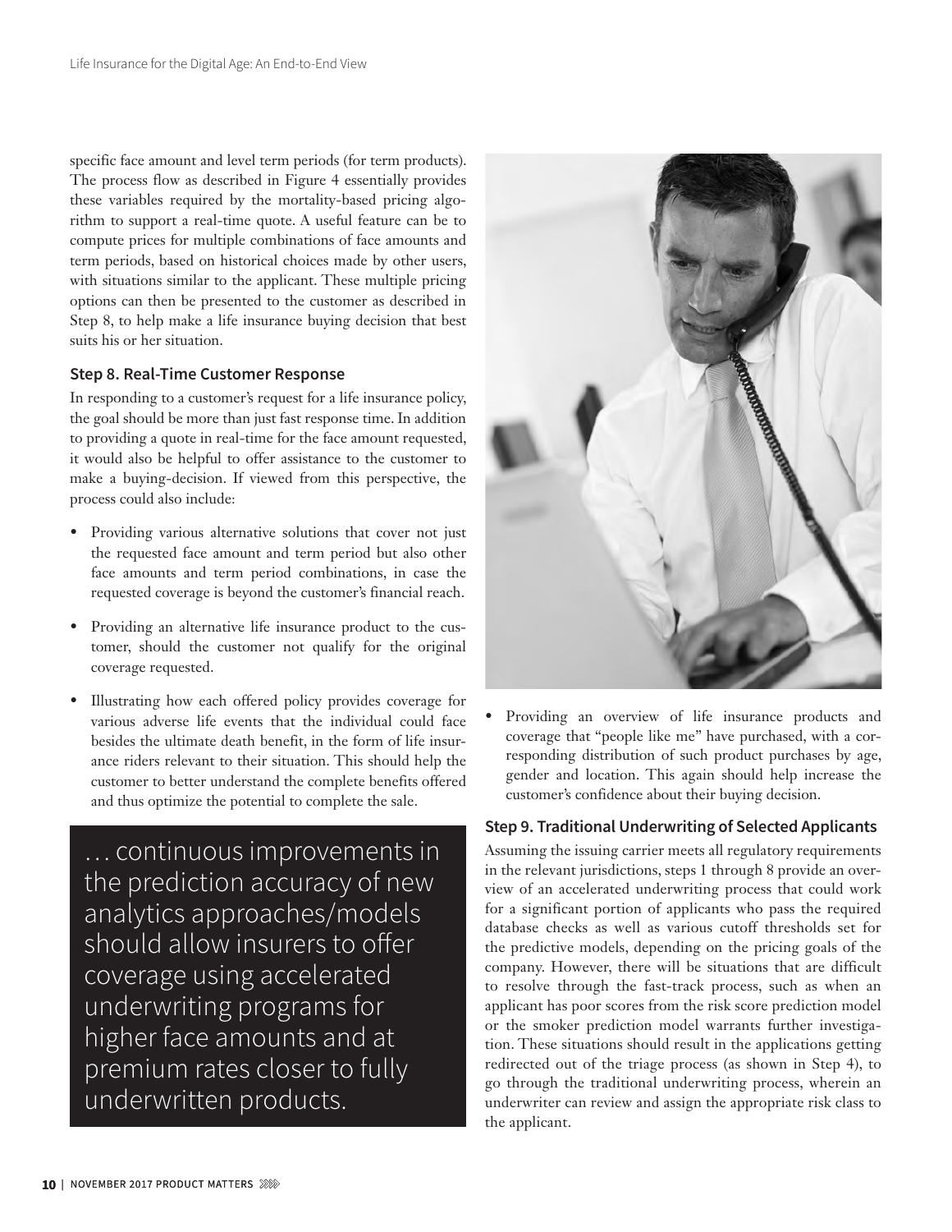specific face amount and level term periods (for term products). The process flow as described in Figure 4 essentially provides these variables required by the mortality-based pricing algorithm to support a real-time quote. A useful feature can be to compute prices for multiple combinations of face amounts and term periods, based on historical choices made by other users, with situations similar to the applicant. These multiple pricing options can then be presented to the customer as described in Step 8, to help make a life insurance buying decision that best suits his or her situation.

### Step 8. Real-Time Customer Response

In responding to a customer's request for a life insurance policy, the goal should be more than just fast response time. In addition to providing a quote in real-time for the face amount requested, it would also be helpful to offer assistance to the customer to make a buying-decision. If viewed from this perspective, the process could also include:

- Providing various alternative solutions that cover not just the requested face amount and term period but also other face amounts and term period combinations, in case the requested coverage is beyond the customer's financial reach.
- Providing an alternative life insurance product to the customer, should the customer not qualify for the original coverage requested.
- Illustrating how each offered policy provides coverage for various adverse life events that the individual could face besides the ultimate death benefit, in the form of life insurance riders relevant to their situation. This should help the customer to better understand the complete benefits offered and thus optimize the potential to complete the sale.
- Providing an overview of life insurance products and coverage that "people like me" have purchased, with a corresponding distribution of such product purchases by age, gender and location. This again should help increase the customer's confidence about their buying decision.

> … continuous improvements in the prediction accuracy of new analytics approaches/models should allow insurers to offer coverage using accelerated underwriting programs for higher face amounts and at premium rates closer to fully underwritten products.

### Step 9. Traditional Underwriting of Selected Applicants

Assuming the issuing carrier meets all regulatory requirements in the relevant jurisdictions, steps 1 through 8 provide an overview of an accelerated underwriting process that could work for a significant portion of applicants who pass the required database checks as well as various cutoff thresholds set for the predictive models, depending on the pricing goals of the company. However, there will be situations that are difficult to resolve through the fast-track process, such as when an applicant has poor scores from the risk score prediction model or the smoker prediction model warrants further investigation. These situations should result in the applications getting redirected out of the triage process (as shown in Step 4), to go through the traditional underwriting process, wherein an underwriter can review and assign the appropriate risk class to the applicant.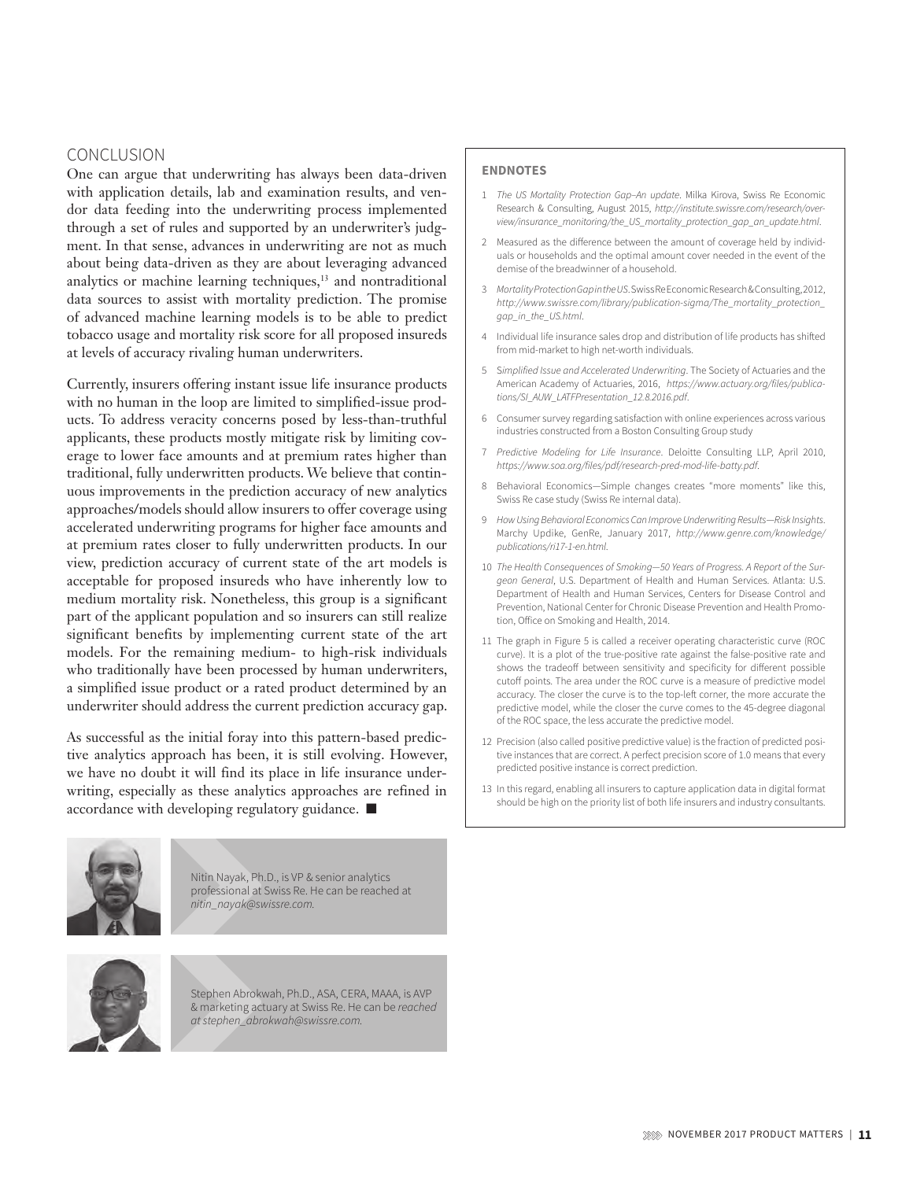## CONCLUSION

One can argue that underwriting has always been data-driven with application details, lab and examination results, and vendor data feeding into the underwriting process implemented through a set of rules and supported by an underwriter's judgment. In that sense, advances in underwriting are not as much about being data-driven as they are about leveraging advanced analytics or machine learning techniques,[13] and nontraditional data sources to assist with mortality prediction. The promise of advanced machine learning models is to be able to predict tobacco usage and mortality risk score for all proposed insureds at levels of accuracy rivaling human underwriters.

Currently, insurers offering instant issue life insurance products with no human in the loop are limited to simplified-issue products. To address veracity concerns posed by less-than-truthful applicants, these products mostly mitigate risk by limiting coverage to lower face amounts and at premium rates higher than traditional, fully underwritten products. We believe that continuous improvements in the prediction accuracy of new analytics approaches/models should allow insurers to offer coverage using accelerated underwriting programs for higher face amounts and at premium rates closer to fully underwritten products. In our view, prediction accuracy of current state of the art models is acceptable for proposed insureds who have inherently low to medium mortality risk. Nonetheless, this group is a significant part of the applicant population and so insurers can still realize significant benefits by implementing current state of the art models. For the remaining medium- to high-risk individuals who traditionally have been processed by human underwriters, a simplified issue product or a rated product determined by an underwriter should address the current prediction accuracy gap.

As successful as the initial foray into this pattern-based predictive analytics approach has been, it is still evolving. However, we have no doubt it will find its place in life insurance underwriting, especially as these analytics approaches are refined in accordance with developing regulatory guidance. ■

Nitin Nayak, Ph.D., is VP & senior analytics professional at Swiss Re. He can be reached at *nitin_nayak@swissre.com.*

Stephen Abrokwah, Ph.D., ASA, CERA, MAAA, is AVP & marketing actuary at Swiss Re. He can be *reached at stephen_abrokwah@swissre.com.*

### ENDNOTES

1. *The US Mortality Protection Gap–An update*. Milka Kirova, Swiss Re Economic Research & Consulting, August 2015, *http://institute.swissre.com/research/overview/insurance_monitoring/the_US_mortality_protection_gap_an_update.html*.
2. Measured as the difference between the amount of coverage held by individuals or households and the optimal amount cover needed in the event of the demise of the breadwinner of a household.
3. *Mortality Protection Gap in the US*. Swiss Re Economic Research & Consulting, 2012, *http://www.swissre.com/library/publication-sigma/The_mortality_protection_gap_in_the_US.html*.
4. Individual life insurance sales drop and distribution of life products has shifted from mid-market to high net-worth individuals.
5. S*implified Issue and Accelerated Underwriting*. The Society of Actuaries and the American Academy of Actuaries, 2016, *https://www.actuary.org/files/publications/SI_AUW_LATFPresentation_12.8.2016.pdf*.
6. Consumer survey regarding satisfaction with online experiences across various industries constructed from a Boston Consulting Group study
7. *Predictive Modeling for Life Insurance*. Deloitte Consulting LLP, April 2010, *https://www.soa.org/files/pdf/research-pred-mod-life-batty.pdf*.
8. Behavioral Economics—Simple changes creates "more moments" like this, Swiss Re case study (Swiss Re internal data).
9. *How Using Behavioral Economics Can Improve Underwriting Results—Risk Insights*. Marchy Updike, GenRe, January 2017, *http://www.genre.com/knowledge/publications/ri17-1-en.html*.
10. *The Health Consequences of Smoking—50 Years of Progress. A Report of the Surgeon General*, U.S. Department of Health and Human Services. Atlanta: U.S. Department of Health and Human Services, Centers for Disease Control and Prevention, National Center for Chronic Disease Prevention and Health Promotion, Office on Smoking and Health, 2014.
11. The graph in Figure 5 is called a receiver operating characteristic curve (ROC curve). It is a plot of the true-positive rate against the false-positive rate and shows the tradeoff between sensitivity and specificity for different possible cutoff points. The area under the ROC curve is a measure of predictive model accuracy. The closer the curve is to the top-left corner, the more accurate the predictive model, while the closer the curve comes to the 45-degree diagonal of the ROC space, the less accurate the predictive model.
12. Precision (also called positive predictive value) is the fraction of predicted positive instances that are correct. A perfect precision score of 1.0 means that every predicted positive instance is correct prediction.
13. In this regard, enabling all insurers to capture application data in digital format should be high on the priority list of both life insurers and industry consultants.